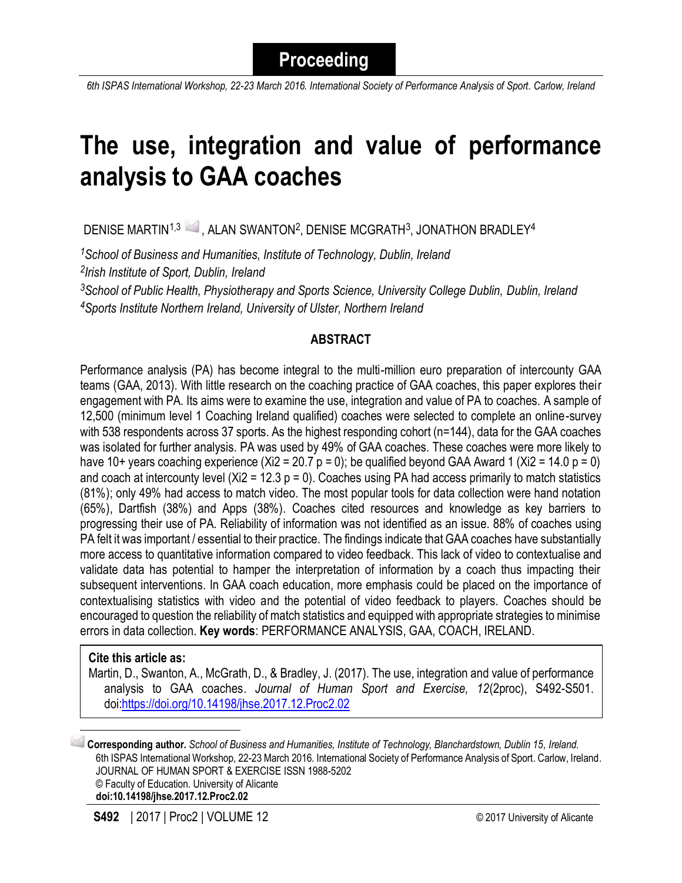**Proceeding**

*6th ISPAS International Workshop, 22-23 March 2016. International Society of Performance Analysis of Sport. Carlow, Ireland*

# The use, integration and value of performance analysis to GAA coaches

DENISE MARTIN[1,3], ALAN SWANTON[2], DENISE MCGRATH[3], JONATHON BRADLEY[4]

[1]*School of Business and Humanities, Institute of Technology, Dublin, Ireland*
[2]*Irish Institute of Sport, Dublin, Ireland*
[3]*School of Public Health, Physiotherapy and Sports Science, University College Dublin, Dublin, Ireland*
[4]*Sports Institute Northern Ireland, University of Ulster, Northern Ireland*

## ABSTRACT

Performance analysis (PA) has become integral to the multi-million euro preparation of intercounty GAA teams (GAA, 2013). With little research on the coaching practice of GAA coaches, this paper explores their engagement with PA. Its aims were to examine the use, integration and value of PA to coaches. A sample of 12,500 (minimum level 1 Coaching Ireland qualified) coaches were selected to complete an online-survey with 538 respondents across 37 sports. As the highest responding cohort (n=144), data for the GAA coaches was isolated for further analysis. PA was used by 49% of GAA coaches. These coaches were more likely to have 10+ years coaching experience ($Xi2 = 20.7$ $p = 0$); be qualified beyond GAA Award 1 ($Xi2 = 14.0$ $p = 0$) and coach at intercounty level ($Xi2 = 12.3$ $p = 0$). Coaches using PA had access primarily to match statistics (81%); only 49% had access to match video. The most popular tools for data collection were hand notation (65%), Dartfish (38%) and Apps (38%). Coaches cited resources and knowledge as key barriers to progressing their use of PA. Reliability of information was not identified as an issue. 88% of coaches using PA felt it was important / essential to their practice. The findings indicate that GAA coaches have substantially more access to quantitative information compared to video feedback. This lack of video to contextualise and validate data has potential to hamper the interpretation of information by a coach thus impacting their subsequent interventions. In GAA coach education, more emphasis could be placed on the importance of contextualising statistics with video and the potential of video feedback to players. Coaches should be encouraged to question the reliability of match statistics and equipped with appropriate strategies to minimise errors in data collection. **Key words**: PERFORMANCE ANALYSIS, GAA, COACH, IRELAND.

**Cite this article as:**
Martin, D., Swanton, A., McGrath, D., & Bradley, J. (2017). The use, integration and value of performance analysis to GAA coaches. *Journal of Human Sport and Exercise, 12*(2proc), S492-S501. doi:https://doi.org/10.14198/jhse.2017.12.Proc2.02

**Corresponding author.** *School of Business and Humanities, Institute of Technology, Blanchardstown, Dublin 15, Ireland.*
6th ISPAS International Workshop, 22-23 March 2016. International Society of Performance Analysis of Sport. Carlow, Ireland.
JOURNAL OF HUMAN SPORT & EXERCISE ISSN 1988-5202
© Faculty of Education. University of Alicante
**doi:10.14198/jhse.2017.12.Proc2.02**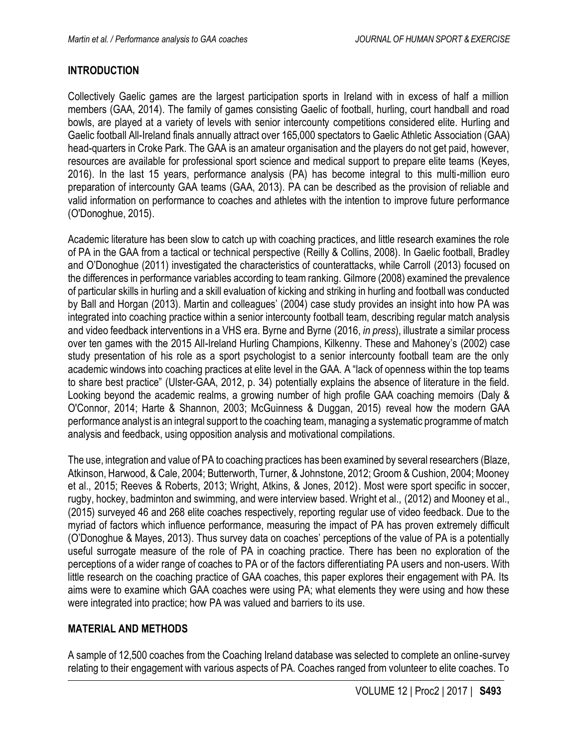## INTRODUCTION

Collectively Gaelic games are the largest participation sports in Ireland with in excess of half a million members (GAA, 2014). The family of games consisting Gaelic of football, hurling, court handball and road bowls, are played at a variety of levels with senior intercounty competitions considered elite. Hurling and Gaelic football All-Ireland finals annually attract over 165,000 spectators to Gaelic Athletic Association (GAA) head-quarters in Croke Park. The GAA is an amateur organisation and the players do not get paid, however, resources are available for professional sport science and medical support to prepare elite teams (Keyes, 2016). In the last 15 years, performance analysis (PA) has become integral to this multi-million euro preparation of intercounty GAA teams (GAA, 2013). PA can be described as the provision of reliable and valid information on performance to coaches and athletes with the intention to improve future performance (O'Donoghue, 2015).

Academic literature has been slow to catch up with coaching practices, and little research examines the role of PA in the GAA from a tactical or technical perspective (Reilly & Collins, 2008). In Gaelic football, Bradley and O'Donoghue (2011) investigated the characteristics of counterattacks, while Carroll (2013) focused on the differences in performance variables according to team ranking. Gilmore (2008) examined the prevalence of particular skills in hurling and a skill evaluation of kicking and striking in hurling and football was conducted by Ball and Horgan (2013). Martin and colleagues' (2004) case study provides an insight into how PA was integrated into coaching practice within a senior intercounty football team, describing regular match analysis and video feedback interventions in a VHS era. Byrne and Byrne (2016, *in press*), illustrate a similar process over ten games with the 2015 All-Ireland Hurling Champions, Kilkenny. These and Mahoney's (2002) case study presentation of his role as a sport psychologist to a senior intercounty football team are the only academic windows into coaching practices at elite level in the GAA. A "lack of openness within the top teams to share best practice" (Ulster-GAA, 2012, p. 34) potentially explains the absence of literature in the field. Looking beyond the academic realms, a growing number of high profile GAA coaching memoirs (Daly & O'Connor, 2014; Harte & Shannon, 2003; McGuinness & Duggan, 2015) reveal how the modern GAA performance analyst is an integral support to the coaching team, managing a systematic programme of match analysis and feedback, using opposition analysis and motivational compilations.

The use, integration and value of PA to coaching practices has been examined by several researchers (Blaze, Atkinson, Harwood, & Cale, 2004; Butterworth, Turner, & Johnstone, 2012; Groom & Cushion, 2004; Mooney et al., 2015; Reeves & Roberts, 2013; Wright, Atkins, & Jones, 2012). Most were sport specific in soccer, rugby, hockey, badminton and swimming, and were interview based. Wright et al., (2012) and Mooney et al., (2015) surveyed 46 and 268 elite coaches respectively, reporting regular use of video feedback. Due to the myriad of factors which influence performance, measuring the impact of PA has proven extremely difficult (O'Donoghue & Mayes, 2013). Thus survey data on coaches' perceptions of the value of PA is a potentially useful surrogate measure of the role of PA in coaching practice. There has been no exploration of the perceptions of a wider range of coaches to PA or of the factors differentiating PA users and non-users. With little research on the coaching practice of GAA coaches, this paper explores their engagement with PA. Its aims were to examine which GAA coaches were using PA; what elements they were using and how these were integrated into practice; how PA was valued and barriers to its use.

## MATERIAL AND METHODS

A sample of 12,500 coaches from the Coaching Ireland database was selected to complete an online-survey relating to their engagement with various aspects of PA. Coaches ranged from volunteer to elite coaches. To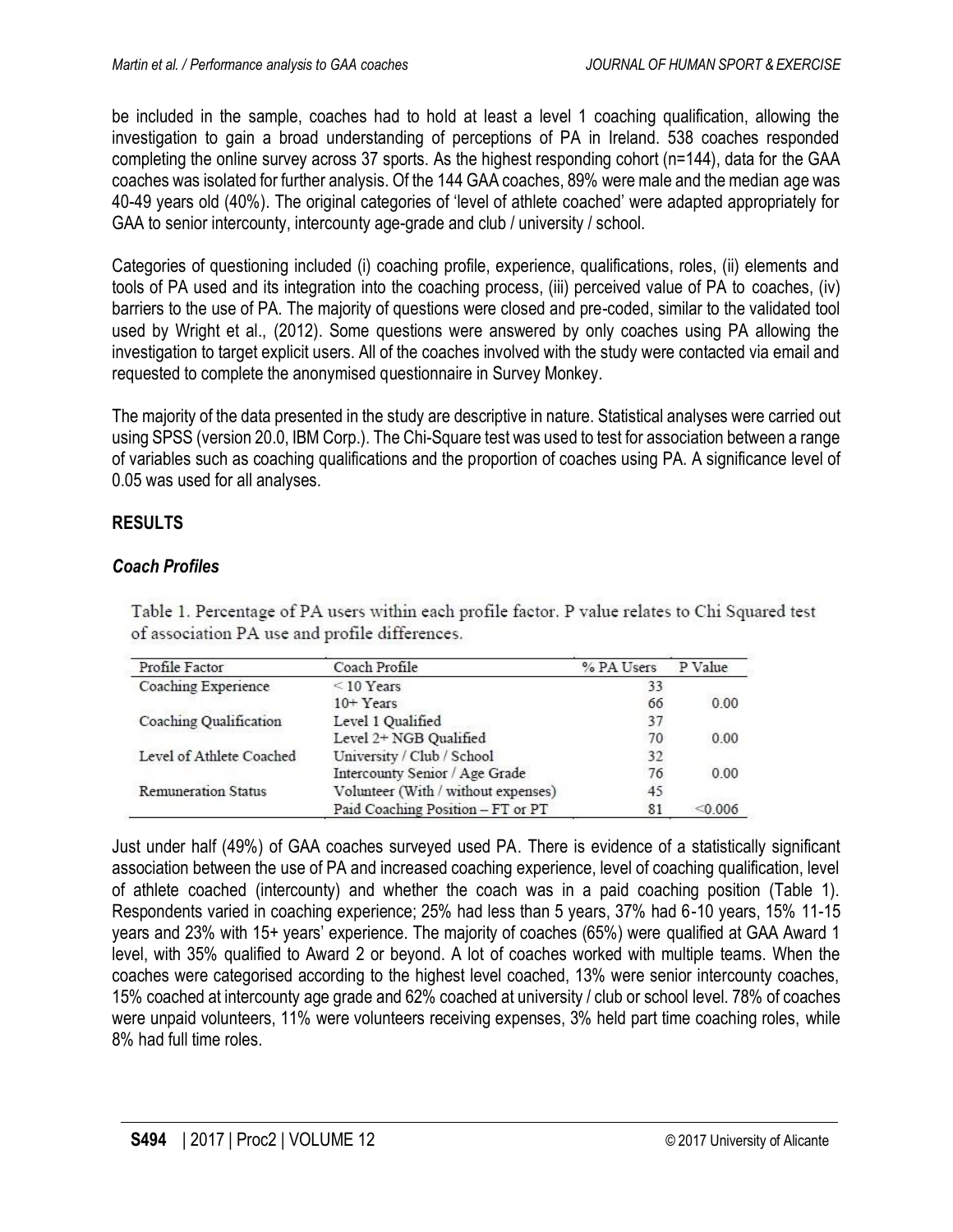be included in the sample, coaches had to hold at least a level 1 coaching qualification, allowing the investigation to gain a broad understanding of perceptions of PA in Ireland. 538 coaches responded completing the online survey across 37 sports. As the highest responding cohort (n=144), data for the GAA coaches was isolated for further analysis. Of the 144 GAA coaches, 89% were male and the median age was 40-49 years old (40%). The original categories of 'level of athlete coached' were adapted appropriately for GAA to senior intercounty, intercounty age-grade and club / university / school.

Categories of questioning included (i) coaching profile, experience, qualifications, roles, (ii) elements and tools of PA used and its integration into the coaching process, (iii) perceived value of PA to coaches, (iv) barriers to the use of PA. The majority of questions were closed and pre-coded, similar to the validated tool used by Wright et al., (2012). Some questions were answered by only coaches using PA allowing the investigation to target explicit users. All of the coaches involved with the study were contacted via email and requested to complete the anonymised questionnaire in Survey Monkey.

The majority of the data presented in the study are descriptive in nature. Statistical analyses were carried out using SPSS (version 20.0, IBM Corp.). The Chi-Square test was used to test for association between a range of variables such as coaching qualifications and the proportion of coaches using PA. A significance level of 0.05 was used for all analyses.

## RESULTS

### *Coach Profiles*

Table 1. Percentage of PA users within each profile factor. P value relates to Chi Squared test of association PA use and profile differences.

| Profile Factor | Coach Profile | % PA Users | P Value |
|---|---|---|---|
| Coaching Experience | < 10 Years | 33 | |
| | 10+ Years | 66 | 0.00 |
| Coaching Qualification | Level 1 Qualified | 37 | |
| | Level 2+ NGB Qualified | 70 | 0.00 |
| Level of Athlete Coached | University / Club / School | 32 | |
| | Intercounty Senior / Age Grade | 76 | 0.00 |
| Remuneration Status | Volunteer (With / without expenses) | 45 | |
| | Paid Coaching Position – FT or PT | 81 | <0.006 |

Just under half (49%) of GAA coaches surveyed used PA. There is evidence of a statistically significant association between the use of PA and increased coaching experience, level of coaching qualification, level of athlete coached (intercounty) and whether the coach was in a paid coaching position (Table 1). Respondents varied in coaching experience; 25% had less than 5 years, 37% had 6-10 years, 15% 11-15 years and 23% with 15+ years' experience. The majority of coaches (65%) were qualified at GAA Award 1 level, with 35% qualified to Award 2 or beyond. A lot of coaches worked with multiple teams. When the coaches were categorised according to the highest level coached, 13% were senior intercounty coaches, 15% coached at intercounty age grade and 62% coached at university / club or school level. 78% of coaches were unpaid volunteers, 11% were volunteers receiving expenses, 3% held part time coaching roles, while 8% had full time roles.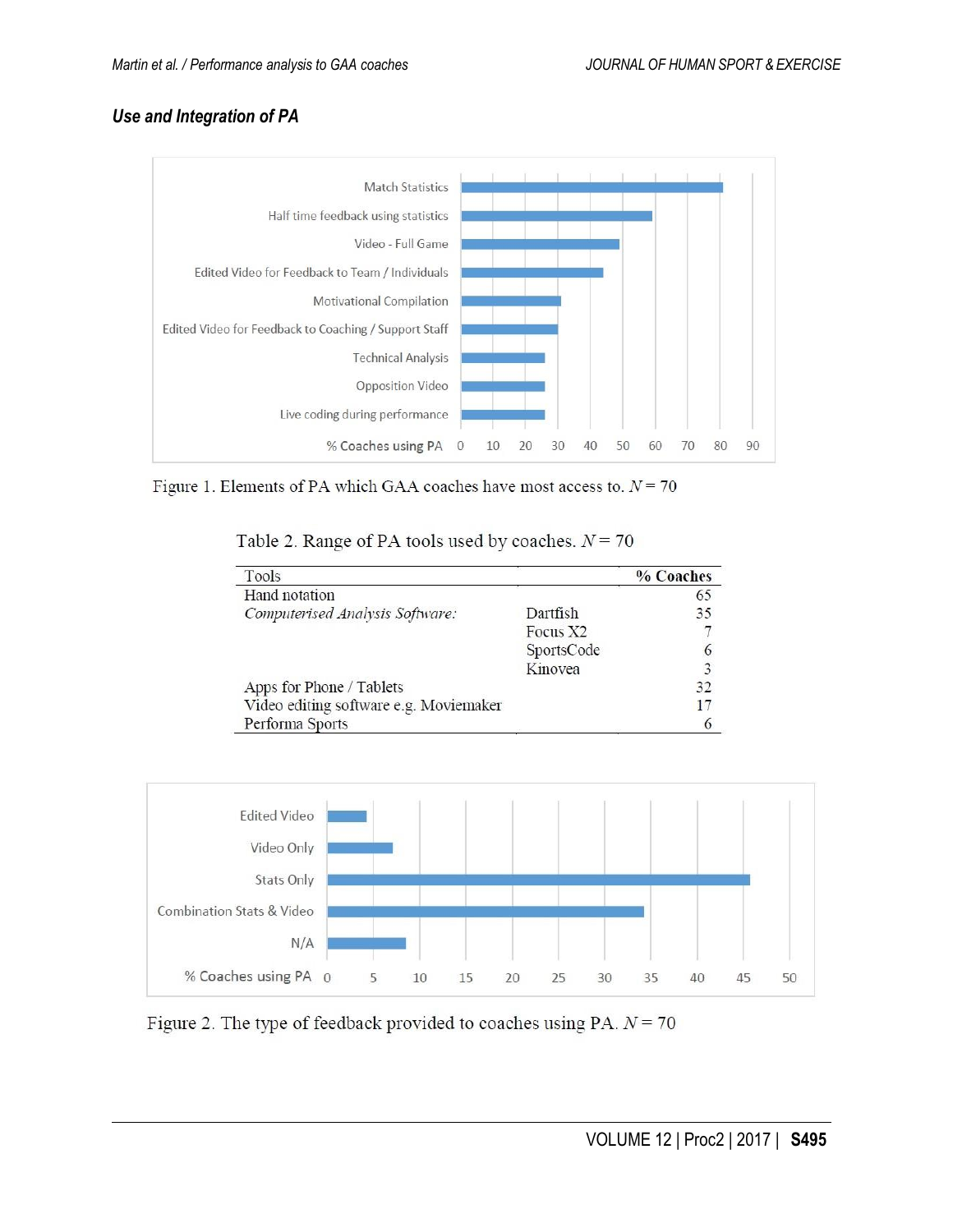### *Use and Integration of PA*

Figure 1. Elements of PA which GAA coaches have most access to. $N = 70$

Table 2. Range of PA tools used by coaches. $N = 70$

| Tools | | % Coaches |
|---|---|---|
| Hand notation | | 65 |
| *Computerised Analysis Software:* | Dartfish | 35 |
| | Focus X2 | 7 |
| | SportsCode | 6 |
| | Kinovea | 3 |
| Apps for Phone / Tablets | | 32 |
| Video editing software e.g. Moviemaker | | 17 |
| Performa Sports | | 6 |

Figure 2. The type of feedback provided to coaches using PA. $N = 70$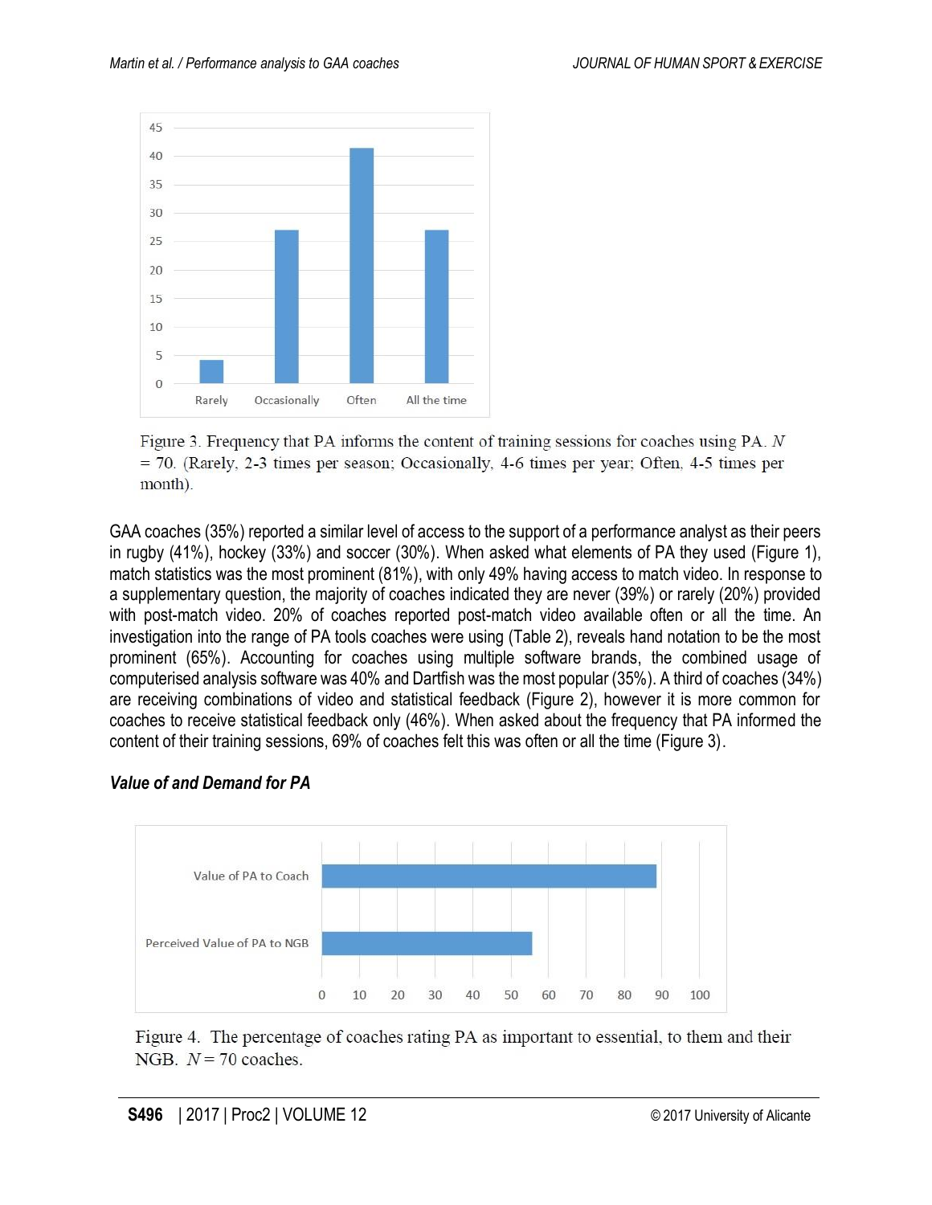Figure 3. Frequency that PA informs the content of training sessions for coaches using PA. $N$ = 70. (Rarely, 2-3 times per season; Occasionally, 4-6 times per year; Often, 4-5 times per month).

GAA coaches (35%) reported a similar level of access to the support of a performance analyst as their peers in rugby (41%), hockey (33%) and soccer (30%). When asked what elements of PA they used (Figure 1), match statistics was the most prominent (81%), with only 49% having access to match video. In response to a supplementary question, the majority of coaches indicated they are never (39%) or rarely (20%) provided with post-match video. 20% of coaches reported post-match video available often or all the time. An investigation into the range of PA tools coaches were using (Table 2), reveals hand notation to be the most prominent (65%). Accounting for coaches using multiple software brands, the combined usage of computerised analysis software was 40% and Dartfish was the most popular (35%). A third of coaches (34%) are receiving combinations of video and statistical feedback (Figure 2), however it is more common for coaches to receive statistical feedback only (46%). When asked about the frequency that PA informed the content of their training sessions, 69% of coaches felt this was often or all the time (Figure 3).

### *Value of and Demand for PA*

Figure 4. The percentage of coaches rating PA as important to essential, to them and their NGB. $N$ = 70 coaches.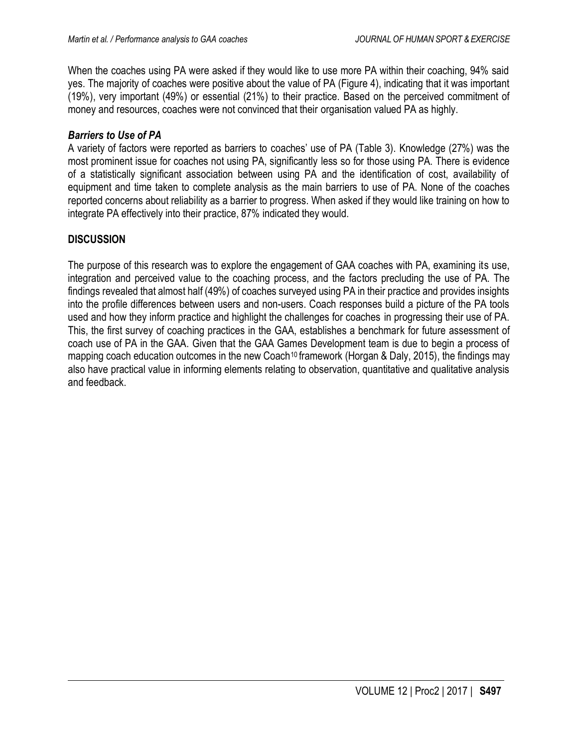When the coaches using PA were asked if they would like to use more PA within their coaching, 94% said yes. The majority of coaches were positive about the value of PA (Figure 4), indicating that it was important (19%), very important (49%) or essential (21%) to their practice. Based on the perceived commitment of money and resources, coaches were not convinced that their organisation valued PA as highly.

### *Barriers to Use of PA*

A variety of factors were reported as barriers to coaches' use of PA (Table 3). Knowledge (27%) was the most prominent issue for coaches not using PA, significantly less so for those using PA. There is evidence of a statistically significant association between using PA and the identification of cost, availability of equipment and time taken to complete analysis as the main barriers to use of PA. None of the coaches reported concerns about reliability as a barrier to progress. When asked if they would like training on how to integrate PA effectively into their practice, 87% indicated they would.

## DISCUSSION

The purpose of this research was to explore the engagement of GAA coaches with PA, examining its use, integration and perceived value to the coaching process, and the factors precluding the use of PA. The findings revealed that almost half (49%) of coaches surveyed using PA in their practice and provides insights into the profile differences between users and non-users. Coach responses build a picture of the PA tools used and how they inform practice and highlight the challenges for coaches in progressing their use of PA. This, the first survey of coaching practices in the GAA, establishes a benchmark for future assessment of coach use of PA in the GAA. Given that the GAA Games Development team is due to begin a process of mapping coach education outcomes in the new Coach[10] framework (Horgan & Daly, 2015), the findings may also have practical value in informing elements relating to observation, quantitative and qualitative analysis and feedback.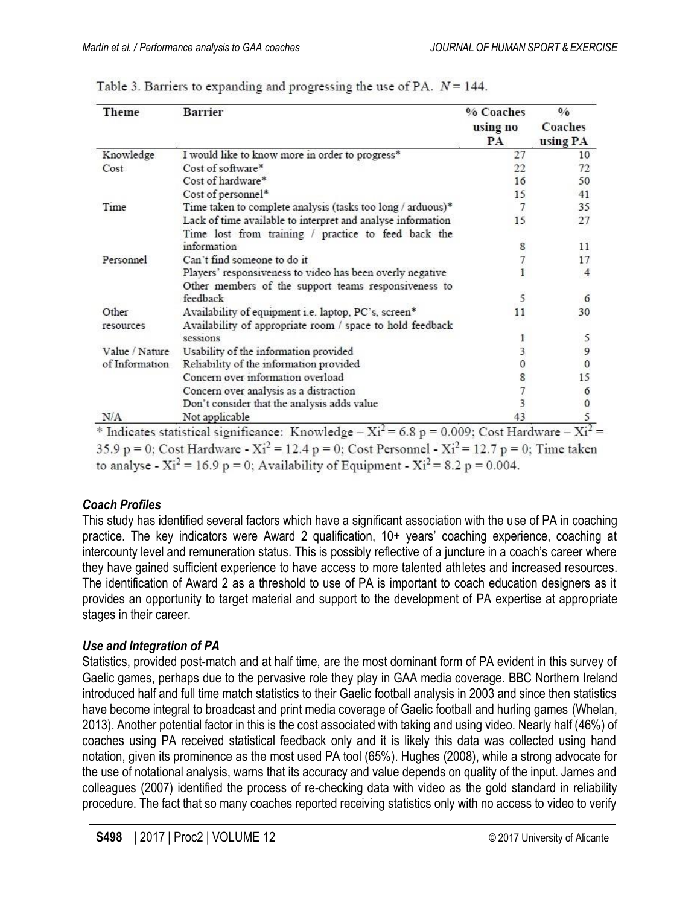Table 3. Barriers to expanding and progressing the use of PA. $N = 144$.

| Theme | Barrier | % Coaches using no PA | % Coaches using PA |
|---|---|---|---|
| Knowledge | I would like to know more in order to progress* | 27 | 10 |
| Cost | Cost of software* | 22 | 72 |
| | Cost of hardware* | 16 | 50 |
| | Cost of personnel* | 15 | 41 |
| Time | Time taken to complete analysis (tasks too long / arduous)* | 7 | 35 |
| | Lack of time available to interpret and analyse information | 15 | 27 |
| | Time lost from training / practice to feed back the information | 8 | 11 |
| Personnel | Can't find someone to do it | 7 | 17 |
| | Players' responsiveness to video has been overly negative | 1 | 4 |
| | Other members of the support teams responsiveness to feedback | 5 | 6 |
| Other resources | Availability of equipment i.e. laptop, PC's, screen* | 11 | 30 |
| | Availability of appropriate room / space to hold feedback sessions | 1 | 5 |
| Value / Nature of Information | Usability of the information provided | 3 | 9 |
| | Reliability of the information provided | 0 | 0 |
| | Concern over information overload | 8 | 15 |
| | Concern over analysis as a distraction | 7 | 6 |
| | Don't consider that the analysis adds value | 3 | 0 |
| N/A | Not applicable | 43 | 5 |

* Indicates statistical significance: Knowledge – $Xi^2 = 6.8$ $p = 0.009$; Cost Hardware – $Xi^2 = 35.9$ $p = 0$; Cost Hardware - $Xi^2 = 12.4$ $p = 0$; Cost Personnel - $Xi^2 = 12.7$ $p = 0$; Time taken to analyse - $Xi^2 = 16.9$ $p = 0$; Availability of Equipment - $Xi^2 = 8.2$ $p = 0.004$.

### *Coach Profiles*

This study has identified several factors which have a significant association with the use of PA in coaching practice. The key indicators were Award 2 qualification, 10+ years' coaching experience, coaching at intercounty level and remuneration status. This is possibly reflective of a juncture in a coach's career where they have gained sufficient experience to have access to more talented athletes and increased resources. The identification of Award 2 as a threshold to use of PA is important to coach education designers as it provides an opportunity to target material and support to the development of PA expertise at appropriate stages in their career.

### *Use and Integration of PA*

Statistics, provided post-match and at half time, are the most dominant form of PA evident in this survey of Gaelic games, perhaps due to the pervasive role they play in GAA media coverage. BBC Northern Ireland introduced half and full time match statistics to their Gaelic football analysis in 2003 and since then statistics have become integral to broadcast and print media coverage of Gaelic football and hurling games (Whelan, 2013). Another potential factor in this is the cost associated with taking and using video. Nearly half (46%) of coaches using PA received statistical feedback only and it is likely this data was collected using hand notation, given its prominence as the most used PA tool (65%). Hughes (2008), while a strong advocate for the use of notational analysis, warns that its accuracy and value depends on quality of the input. James and colleagues (2007) identified the process of re-checking data with video as the gold standard in reliability procedure. The fact that so many coaches reported receiving statistics only with no access to video to verify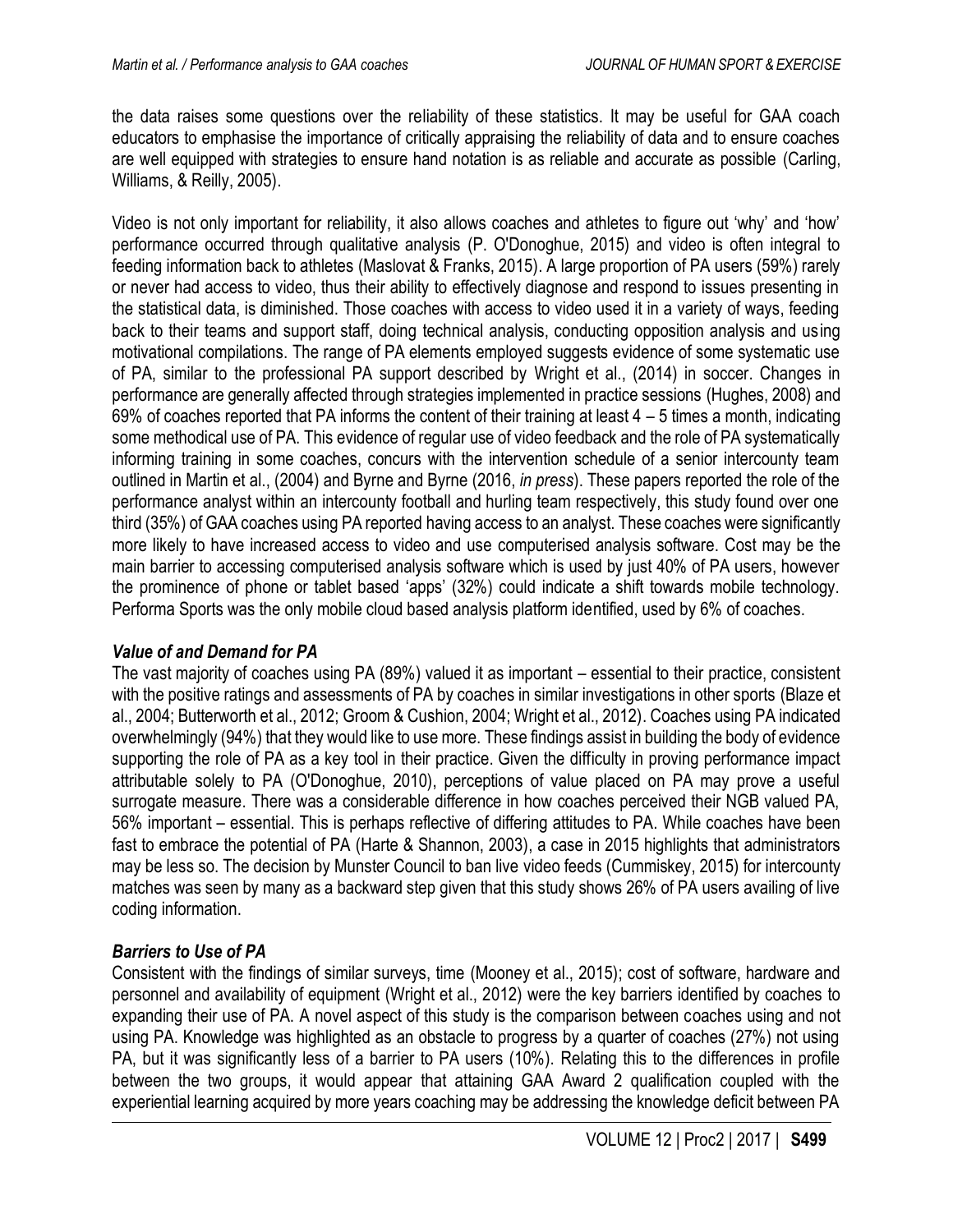the data raises some questions over the reliability of these statistics. It may be useful for GAA coach educators to emphasise the importance of critically appraising the reliability of data and to ensure coaches are well equipped with strategies to ensure hand notation is as reliable and accurate as possible (Carling, Williams, & Reilly, 2005).

Video is not only important for reliability, it also allows coaches and athletes to figure out 'why' and 'how' performance occurred through qualitative analysis (P. O'Donoghue, 2015) and video is often integral to feeding information back to athletes (Maslovat & Franks, 2015). A large proportion of PA users (59%) rarely or never had access to video, thus their ability to effectively diagnose and respond to issues presenting in the statistical data, is diminished. Those coaches with access to video used it in a variety of ways, feeding back to their teams and support staff, doing technical analysis, conducting opposition analysis and using motivational compilations. The range of PA elements employed suggests evidence of some systematic use of PA, similar to the professional PA support described by Wright et al., (2014) in soccer. Changes in performance are generally affected through strategies implemented in practice sessions (Hughes, 2008) and 69% of coaches reported that PA informs the content of their training at least 4 – 5 times a month, indicating some methodical use of PA. This evidence of regular use of video feedback and the role of PA systematically informing training in some coaches, concurs with the intervention schedule of a senior intercounty team outlined in Martin et al., (2004) and Byrne and Byrne (2016, *in press*). These papers reported the role of the performance analyst within an intercounty football and hurling team respectively, this study found over one third (35%) of GAA coaches using PA reported having access to an analyst. These coaches were significantly more likely to have increased access to video and use computerised analysis software. Cost may be the main barrier to accessing computerised analysis software which is used by just 40% of PA users, however the prominence of phone or tablet based 'apps' (32%) could indicate a shift towards mobile technology. Performa Sports was the only mobile cloud based analysis platform identified, used by 6% of coaches.

### *Value of and Demand for PA*

The vast majority of coaches using PA (89%) valued it as important – essential to their practice, consistent with the positive ratings and assessments of PA by coaches in similar investigations in other sports (Blaze et al., 2004; Butterworth et al., 2012; Groom & Cushion, 2004; Wright et al., 2012). Coaches using PA indicated overwhelmingly (94%) that they would like to use more. These findings assist in building the body of evidence supporting the role of PA as a key tool in their practice. Given the difficulty in proving performance impact attributable solely to PA (O'Donoghue, 2010), perceptions of value placed on PA may prove a useful surrogate measure. There was a considerable difference in how coaches perceived their NGB valued PA, 56% important – essential. This is perhaps reflective of differing attitudes to PA. While coaches have been fast to embrace the potential of PA (Harte & Shannon, 2003), a case in 2015 highlights that administrators may be less so. The decision by Munster Council to ban live video feeds (Cummiskey, 2015) for intercounty matches was seen by many as a backward step given that this study shows 26% of PA users availing of live coding information.

### *Barriers to Use of PA*

Consistent with the findings of similar surveys, time (Mooney et al., 2015); cost of software, hardware and personnel and availability of equipment (Wright et al., 2012) were the key barriers identified by coaches to expanding their use of PA. A novel aspect of this study is the comparison between coaches using and not using PA. Knowledge was highlighted as an obstacle to progress by a quarter of coaches (27%) not using PA, but it was significantly less of a barrier to PA users (10%). Relating this to the differences in profile between the two groups, it would appear that attaining GAA Award 2 qualification coupled with the experiential learning acquired by more years coaching may be addressing the knowledge deficit between PA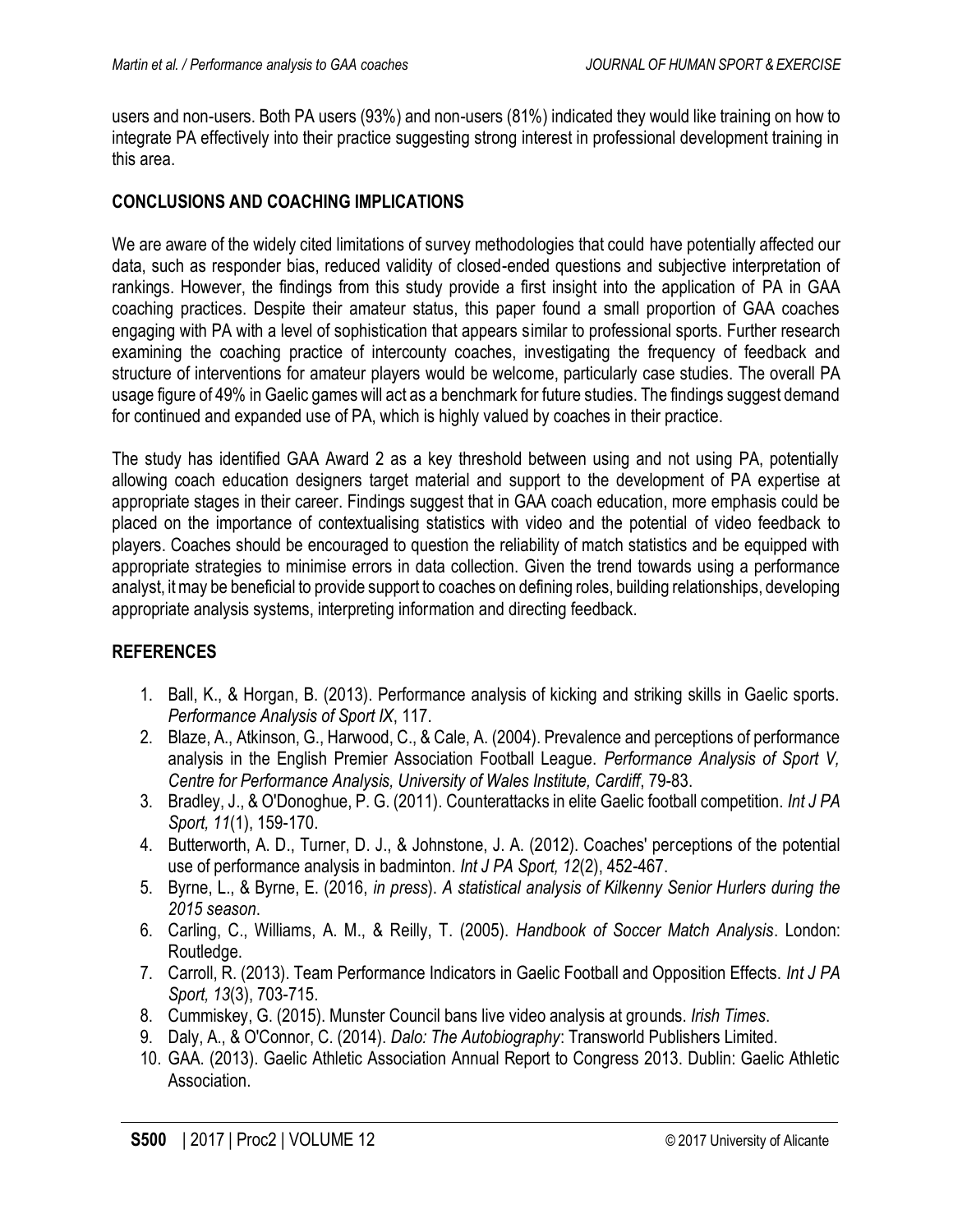users and non-users. Both PA users (93%) and non-users (81%) indicated they would like training on how to integrate PA effectively into their practice suggesting strong interest in professional development training in this area.

## CONCLUSIONS AND COACHING IMPLICATIONS

We are aware of the widely cited limitations of survey methodologies that could have potentially affected our data, such as responder bias, reduced validity of closed-ended questions and subjective interpretation of rankings. However, the findings from this study provide a first insight into the application of PA in GAA coaching practices. Despite their amateur status, this paper found a small proportion of GAA coaches engaging with PA with a level of sophistication that appears similar to professional sports. Further research examining the coaching practice of intercounty coaches, investigating the frequency of feedback and structure of interventions for amateur players would be welcome, particularly case studies. The overall PA usage figure of 49% in Gaelic games will act as a benchmark for future studies. The findings suggest demand for continued and expanded use of PA, which is highly valued by coaches in their practice.

The study has identified GAA Award 2 as a key threshold between using and not using PA, potentially allowing coach education designers target material and support to the development of PA expertise at appropriate stages in their career. Findings suggest that in GAA coach education, more emphasis could be placed on the importance of contextualising statistics with video and the potential of video feedback to players. Coaches should be encouraged to question the reliability of match statistics and be equipped with appropriate strategies to minimise errors in data collection. Given the trend towards using a performance analyst, it may be beneficial to provide support to coaches on defining roles, building relationships, developing appropriate analysis systems, interpreting information and directing feedback.

## REFERENCES

1. Ball, K., & Horgan, B. (2013). Performance analysis of kicking and striking skills in Gaelic sports. *Performance Analysis of Sport IX*, 117.
2. Blaze, A., Atkinson, G., Harwood, C., & Cale, A. (2004). Prevalence and perceptions of performance analysis in the English Premier Association Football League. *Performance Analysis of Sport V, Centre for Performance Analysis, University of Wales Institute, Cardiff*, 79-83.
3. Bradley, J., & O'Donoghue, P. G. (2011). Counterattacks in elite Gaelic football competition. *Int J PA Sport, 11*(1), 159-170.
4. Butterworth, A. D., Turner, D. J., & Johnstone, J. A. (2012). Coaches' perceptions of the potential use of performance analysis in badminton. *Int J PA Sport, 12*(2), 452-467.
5. Byrne, L., & Byrne, E. (2016, *in press*). *A statistical analysis of Kilkenny Senior Hurlers during the 2015 season*.
6. Carling, C., Williams, A. M., & Reilly, T. (2005). *Handbook of Soccer Match Analysis*. London: Routledge.
7. Carroll, R. (2013). Team Performance Indicators in Gaelic Football and Opposition Effects. *Int J PA Sport, 13*(3), 703-715.
8. Cummiskey, G. (2015). Munster Council bans live video analysis at grounds. *Irish Times*.
9. Daly, A., & O'Connor, C. (2014). *Dalo: The Autobiography*: Transworld Publishers Limited.
10. GAA. (2013). Gaelic Athletic Association Annual Report to Congress 2013. Dublin: Gaelic Athletic Association.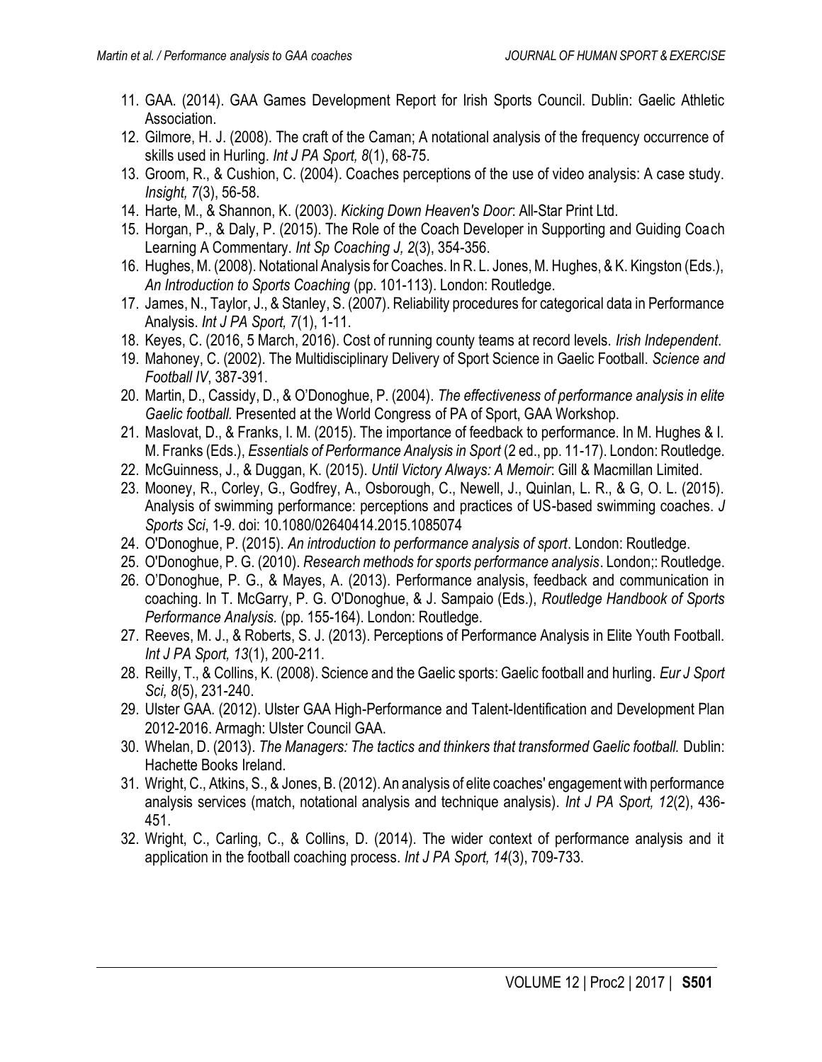11. GAA. (2014). GAA Games Development Report for Irish Sports Council. Dublin: Gaelic Athletic Association.
12. Gilmore, H. J. (2008). The craft of the Caman; A notational analysis of the frequency occurrence of skills used in Hurling. *Int J PA Sport, 8*(1), 68-75.
13. Groom, R., & Cushion, C. (2004). Coaches perceptions of the use of video analysis: A case study. *Insight, 7*(3), 56-58.
14. Harte, M., & Shannon, K. (2003). *Kicking Down Heaven's Door*: All-Star Print Ltd.
15. Horgan, P., & Daly, P. (2015). The Role of the Coach Developer in Supporting and Guiding Coach Learning A Commentary. *Int Sp Coaching J, 2*(3), 354-356.
16. Hughes, M. (2008). Notational Analysis for Coaches. In R. L. Jones, M. Hughes, & K. Kingston (Eds.), *An Introduction to Sports Coaching* (pp. 101-113). London: Routledge.
17. James, N., Taylor, J., & Stanley, S. (2007). Reliability procedures for categorical data in Performance Analysis. *Int J PA Sport, 7*(1), 1-11.
18. Keyes, C. (2016, 5 March, 2016). Cost of running county teams at record levels. *Irish Independent*.
19. Mahoney, C. (2002). The Multidisciplinary Delivery of Sport Science in Gaelic Football. *Science and Football IV*, 387-391.
20. Martin, D., Cassidy, D., & O'Donoghue, P. (2004). *The effectiveness of performance analysis in elite Gaelic football.* Presented at the World Congress of PA of Sport, GAA Workshop.
21. Maslovat, D., & Franks, I. M. (2015). The importance of feedback to performance. In M. Hughes & I. M. Franks (Eds.), *Essentials of Performance Analysis in Sport* (2 ed., pp. 11-17). London: Routledge.
22. McGuinness, J., & Duggan, K. (2015). *Until Victory Always: A Memoir*: Gill & Macmillan Limited.
23. Mooney, R., Corley, G., Godfrey, A., Osborough, C., Newell, J., Quinlan, L. R., & G, O. L. (2015). Analysis of swimming performance: perceptions and practices of US-based swimming coaches. *J Sports Sci*, 1-9. doi: 10.1080/02640414.2015.1085074
24. O'Donoghue, P. (2015). *An introduction to performance analysis of sport*. London: Routledge.
25. O'Donoghue, P. G. (2010). *Research methods for sports performance analysis*. London;: Routledge.
26. O'Donoghue, P. G., & Mayes, A. (2013). Performance analysis, feedback and communication in coaching. In T. McGarry, P. G. O'Donoghue, & J. Sampaio (Eds.), *Routledge Handbook of Sports Performance Analysis.* (pp. 155-164). London: Routledge.
27. Reeves, M. J., & Roberts, S. J. (2013). Perceptions of Performance Analysis in Elite Youth Football. *Int J PA Sport, 13*(1), 200-211.
28. Reilly, T., & Collins, K. (2008). Science and the Gaelic sports: Gaelic football and hurling. *Eur J Sport Sci, 8*(5), 231-240.
29. Ulster GAA. (2012). Ulster GAA High-Performance and Talent-Identification and Development Plan 2012-2016. Armagh: Ulster Council GAA.
30. Whelan, D. (2013). *The Managers: The tactics and thinkers that transformed Gaelic football.* Dublin: Hachette Books Ireland.
31. Wright, C., Atkins, S., & Jones, B. (2012). An analysis of elite coaches' engagement with performance analysis services (match, notational analysis and technique analysis). *Int J PA Sport, 12*(2), 436-451.
32. Wright, C., Carling, C., & Collins, D. (2014). The wider context of performance analysis and it application in the football coaching process. *Int J PA Sport, 14*(3), 709-733.